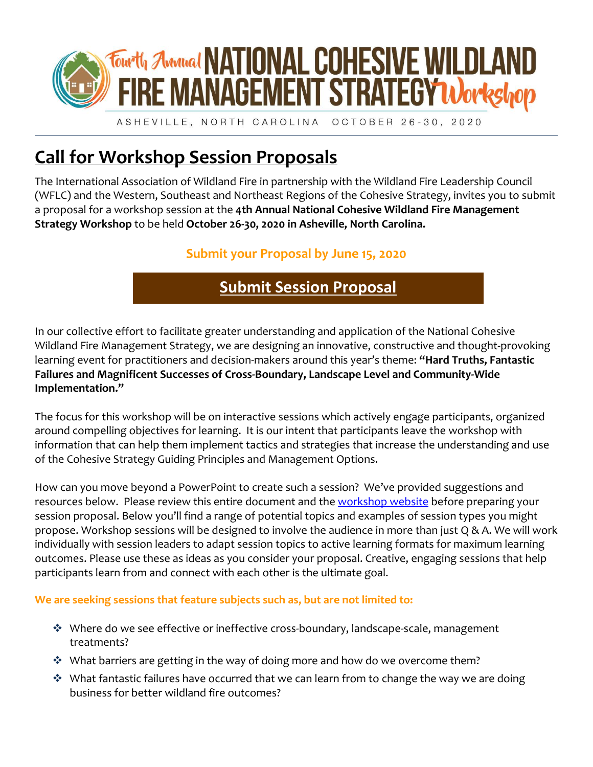# Fourth Annual NATIONAL COHESIVE WILDLAND FIRE MANAGEMENT STRATEGY Workshop

ASHEVILLE, NORTH CAROLINA OCTOBER 26-30, 2020

## Call for Workshop Session Proposals

The International Association of Wildland Fire in partnership with the Wildland Fire Leadership Council (WFLC) and the Western, Southeast and Northeast Regions of the Cohesive Strategy, invites you to submit a proposal for a workshop session at the **4th Annual National Cohesive Wildland Fire Management Strategy Workshop** to be held **October 26-30, 2020 in Asheville, North Carolina.**

**Submit your Proposal by June 15, 2020**

**Submit Session Proposal**

In our collective effort to facilitate greater understanding and application of the National Cohesive Wildland Fire Management Strategy, we are designing an innovative, constructive and thought-provoking learning event for practitioners and decision-makers around this year's theme: **"Hard Truths, Fantastic Failures and Magnificent Successes of Cross-Boundary, Landscape Level and Community-Wide Implementation."**

The focus for this workshop will be on interactive sessions which actively engage participants, organized around compelling objectives for learning. It is our intent that participants leave the workshop with information that can help them implement tactics and strategies that increase the understanding and use of the Cohesive Strategy Guiding Principles and Management Options.

How can you move beyond a PowerPoint to create such a session? We've provided suggestions and resources below. Please review this entire document and the workshop website before preparing your session proposal. Below you'll find a range of potential topics and examples of session types you might propose. Workshop sessions will be designed to involve the audience in more than just Q & A. We will work individually with session leaders to adapt session topics to active learning formats for maximum learning outcomes. Please use these as ideas as you consider your proposal. Creative, engaging sessions that help participants learn from and connect with each other is the ultimate goal.

**We are seeking sessions that feature subjects such as, but are not limited to:**

- Where do we see effective or ineffective cross-boundary, landscape-scale, management treatments?
- What barriers are getting in the way of doing more and how do we overcome them?
- What fantastic failures have occurred that we can learn from to change the way we are doing business for better wildland fire outcomes?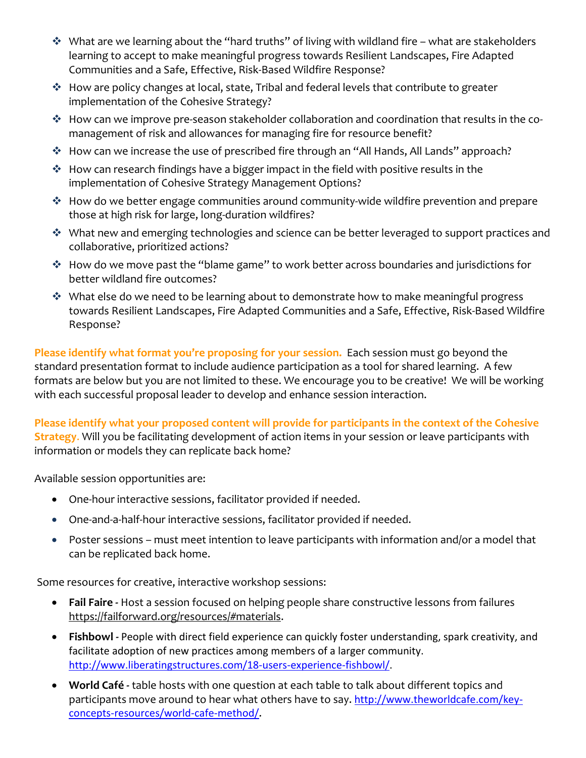- What are we learning about the "hard truths" of living with wildland fire – what are stakeholders learning to accept to make meaningful progress towards Resilient Landscapes, Fire Adapted Communities and a Safe, Effective, Risk-Based Wildfire Response?
- How are policy changes at local, state, Tribal and federal levels that contribute to greater implementation of the Cohesive Strategy?
- How can we improve pre-season stakeholder collaboration and coordination that results in the co-management of risk and allowances for managing fire for resource benefit?
- How can we increase the use of prescribed fire through an "All Hands, All Lands" approach?
- How can research findings have a bigger impact in the field with positive results in the implementation of Cohesive Strategy Management Options?
- How do we better engage communities around community-wide wildfire prevention and prepare those at high risk for large, long-duration wildfires?
- What new and emerging technologies and science can be better leveraged to support practices and collaborative, prioritized actions?
- How do we move past the "blame game" to work better across boundaries and jurisdictions for better wildland fire outcomes?
- What else do we need to be learning about to demonstrate how to make meaningful progress towards Resilient Landscapes, Fire Adapted Communities and a Safe, Effective, Risk-Based Wildfire Response?

**Please identify what format you're proposing for your session.** Each session must go beyond the standard presentation format to include audience participation as a tool for shared learning. A few formats are below but you are not limited to these. We encourage you to be creative! We will be working with each successful proposal leader to develop and enhance session interaction.

**Please identify what your proposed content will provide for participants in the context of the Cohesive Strategy.** Will you be facilitating development of action items in your session or leave participants with information or models they can replicate back home?

Available session opportunities are:

- One-hour interactive sessions, facilitator provided if needed.
- One-and-a-half-hour interactive sessions, facilitator provided if needed.
- Poster sessions – must meet intention to leave participants with information and/or a model that can be replicated back home.

Some resources for creative, interactive workshop sessions:

- **Fail Faire -** Host a session focused on helping people share constructive lessons from failures https://failforward.org/resources/#materials.
- **Fishbowl -** People with direct field experience can quickly foster understanding, spark creativity, and facilitate adoption of new practices among members of a larger community. http://www.liberatingstructures.com/18-users-experience-fishbowl/.
- **World Café -** table hosts with one question at each table to talk about different topics and participants move around to hear what others have to say. http://www.theworldcafe.com/key-concepts-resources/world-cafe-method/.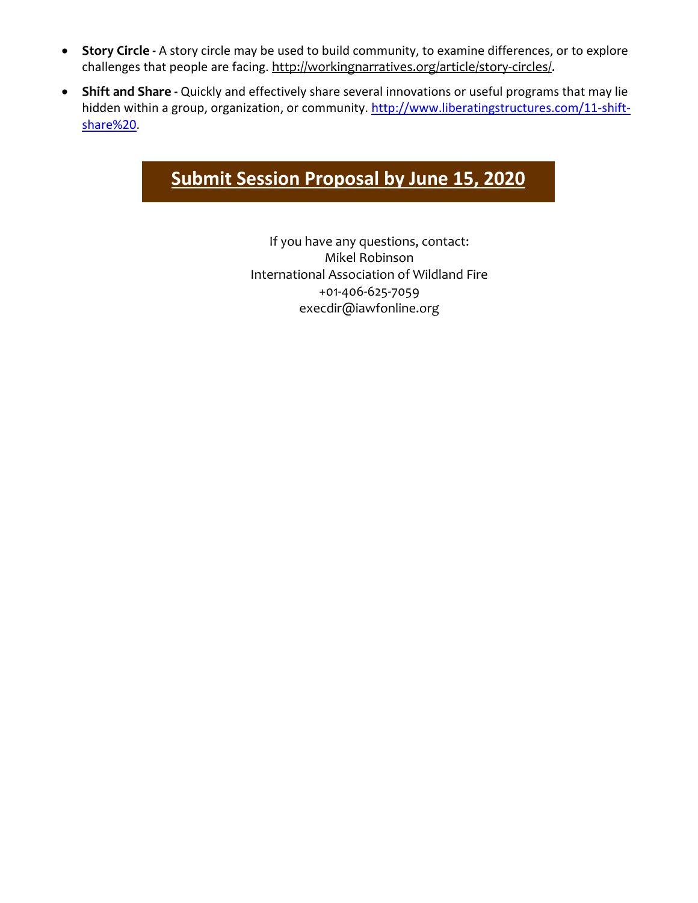- **Story Circle -** A story circle may be used to build community, to examine differences, or to explore challenges that people are facing. http://workingnarratives.org/article/story-circles/.
- **Shift and Share -** Quickly and effectively share several innovations or useful programs that may lie hidden within a group, organization, or community. http://www.liberatingstructures.com/11-shift-share%20.

## **Submit Session Proposal by June 15, 2020**

If you have any questions, contact:
Mikel Robinson
International Association of Wildland Fire
+01-406-625-7059
execdir@iawfonline.org